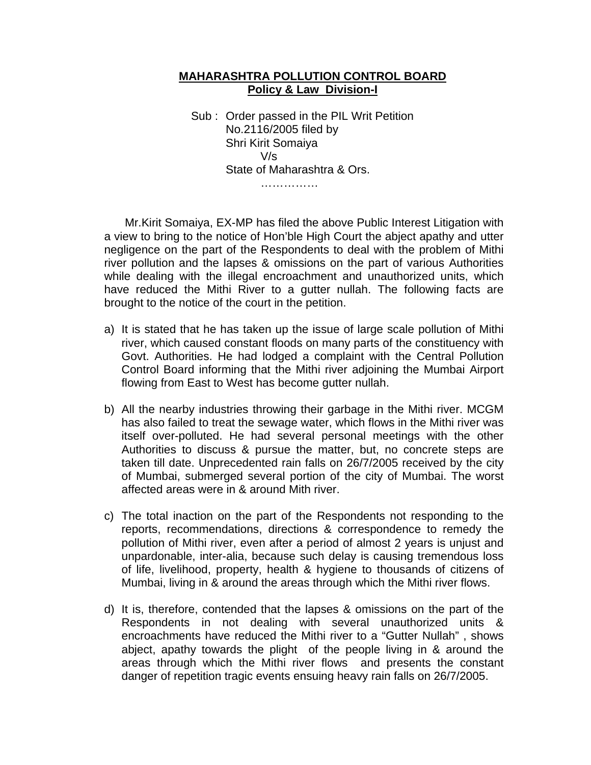**MAHARASHTRA POLLUTION CONTROL BOARD**
**Policy & Law Division-I**

Sub : Order passed in the PIL Writ Petition No.2116/2005 filed by Shri Kirit Somaiya
V/s
State of Maharashtra & Ors.

……………

Mr.Kirit Somaiya, EX-MP has filed the above Public Interest Litigation with a view to bring to the notice of Hon'ble High Court the abject apathy and utter negligence on the part of the Respondents to deal with the problem of Mithi river pollution and the lapses & omissions on the part of various Authorities while dealing with the illegal encroachment and unauthorized units, which have reduced the Mithi River to a gutter nullah. The following facts are brought to the notice of the court in the petition.

a) It is stated that he has taken up the issue of large scale pollution of Mithi river, which caused constant floods on many parts of the constituency with Govt. Authorities. He had lodged a complaint with the Central Pollution Control Board informing that the Mithi river adjoining the Mumbai Airport flowing from East to West has become gutter nullah.

b) All the nearby industries throwing their garbage in the Mithi river. MCGM has also failed to treat the sewage water, which flows in the Mithi river was itself over-polluted. He had several personal meetings with the other Authorities to discuss & pursue the matter, but, no concrete steps are taken till date. Unprecedented rain falls on 26/7/2005 received by the city of Mumbai, submerged several portion of the city of Mumbai. The worst affected areas were in & around Mith river.

c) The total inaction on the part of the Respondents not responding to the reports, recommendations, directions & correspondence to remedy the pollution of Mithi river, even after a period of almost 2 years is unjust and unpardonable, inter-alia, because such delay is causing tremendous loss of life, livelihood, property, health & hygiene to thousands of citizens of Mumbai, living in & around the areas through which the Mithi river flows.

d) It is, therefore, contended that the lapses & omissions on the part of the Respondents in not dealing with several unauthorized units & encroachments have reduced the Mithi river to a "Gutter Nullah" , shows abject, apathy towards the plight of the people living in & around the areas through which the Mithi river flows and presents the constant danger of repetition tragic events ensuing heavy rain falls on 26/7/2005.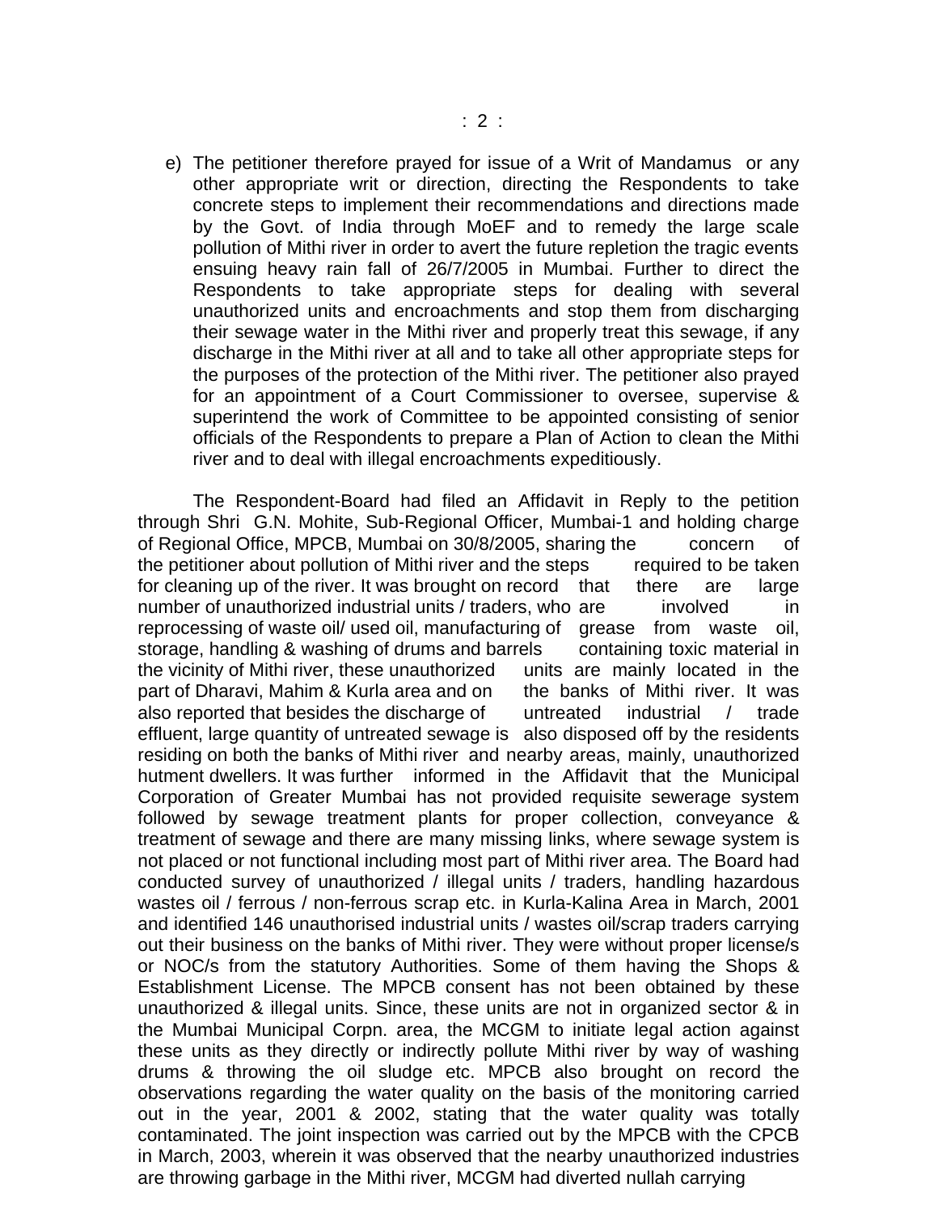e) The petitioner therefore prayed for issue of a Writ of Mandamus or any other appropriate writ or direction, directing the Respondents to take concrete steps to implement their recommendations and directions made by the Govt. of India through MoEF and to remedy the large scale pollution of Mithi river in order to avert the future repletion the tragic events ensuing heavy rain fall of 26/7/2005 in Mumbai. Further to direct the Respondents to take appropriate steps for dealing with several unauthorized units and encroachments and stop them from discharging their sewage water in the Mithi river and properly treat this sewage, if any discharge in the Mithi river at all and to take all other appropriate steps for the purposes of the protection of the Mithi river. The petitioner also prayed for an appointment of a Court Commissioner to oversee, supervise & superintend the work of Committee to be appointed consisting of senior officials of the Respondents to prepare a Plan of Action to clean the Mithi river and to deal with illegal encroachments expeditiously.

The Respondent-Board had filed an Affidavit in Reply to the petition through Shri G.N. Mohite, Sub-Regional Officer, Mumbai-1 and holding charge of Regional Office, MPCB, Mumbai on 30/8/2005, sharing the concern of the petitioner about pollution of Mithi river and the steps required to be taken for cleaning up of the river. It was brought on record that there are large number of unauthorized industrial units / traders, who are involved in reprocessing of waste oil/ used oil, manufacturing of grease from waste oil, storage, handling & washing of drums and barrels containing toxic material in the vicinity of Mithi river, these unauthorized units are mainly located in the part of Dharavi, Mahim & Kurla area and on the banks of Mithi river. It was also reported that besides the discharge of untreated industrial / trade effluent, large quantity of untreated sewage is also disposed off by the residents residing on both the banks of Mithi river and nearby areas, mainly, unauthorized hutment dwellers. It was further informed in the Affidavit that the Municipal Corporation of Greater Mumbai has not provided requisite sewerage system followed by sewage treatment plants for proper collection, conveyance & treatment of sewage and there are many missing links, where sewage system is not placed or not functional including most part of Mithi river area. The Board had conducted survey of unauthorized / illegal units / traders, handling hazardous wastes oil / ferrous / non-ferrous scrap etc. in Kurla-Kalina Area in March, 2001 and identified 146 unauthorised industrial units / wastes oil/scrap traders carrying out their business on the banks of Mithi river. They were without proper license/s or NOC/s from the statutory Authorities. Some of them having the Shops & Establishment License. The MPCB consent has not been obtained by these unauthorized & illegal units. Since, these units are not in organized sector & in the Mumbai Municipal Corpn. area, the MCGM to initiate legal action against these units as they directly or indirectly pollute Mithi river by way of washing drums & throwing the oil sludge etc. MPCB also brought on record the observations regarding the water quality on the basis of the monitoring carried out in the year, 2001 & 2002, stating that the water quality was totally contaminated. The joint inspection was carried out by the MPCB with the CPCB in March, 2003, wherein it was observed that the nearby unauthorized industries are throwing garbage in the Mithi river, MCGM had diverted nullah carrying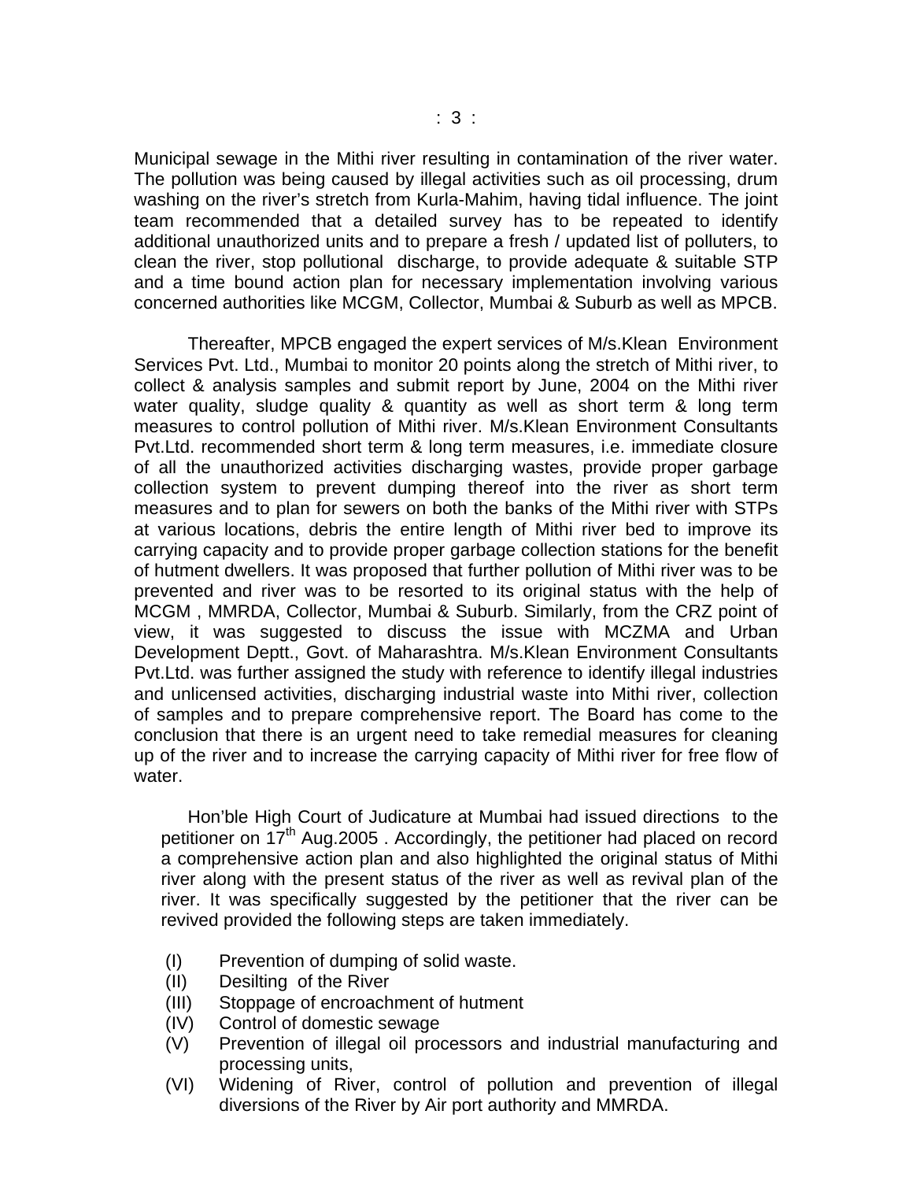Municipal sewage in the Mithi river resulting in contamination of the river water. The pollution was being caused by illegal activities such as oil processing, drum washing on the river's stretch from Kurla-Mahim, having tidal influence. The joint team recommended that a detailed survey has to be repeated to identify additional unauthorized units and to prepare a fresh / updated list of polluters, to clean the river, stop pollutional discharge, to provide adequate & suitable STP and a time bound action plan for necessary implementation involving various concerned authorities like MCGM, Collector, Mumbai & Suburb as well as MPCB.

Thereafter, MPCB engaged the expert services of M/s.Klean Environment Services Pvt. Ltd., Mumbai to monitor 20 points along the stretch of Mithi river, to collect & analysis samples and submit report by June, 2004 on the Mithi river water quality, sludge quality & quantity as well as short term & long term measures to control pollution of Mithi river. M/s.Klean Environment Consultants Pvt.Ltd. recommended short term & long term measures, i.e. immediate closure of all the unauthorized activities discharging wastes, provide proper garbage collection system to prevent dumping thereof into the river as short term measures and to plan for sewers on both the banks of the Mithi river with STPs at various locations, debris the entire length of Mithi river bed to improve its carrying capacity and to provide proper garbage collection stations for the benefit of hutment dwellers. It was proposed that further pollution of Mithi river was to be prevented and river was to be resorted to its original status with the help of MCGM , MMRDA, Collector, Mumbai & Suburb. Similarly, from the CRZ point of view, it was suggested to discuss the issue with MCZMA and Urban Development Deptt., Govt. of Maharashtra. M/s.Klean Environment Consultants Pvt.Ltd. was further assigned the study with reference to identify illegal industries and unlicensed activities, discharging industrial waste into Mithi river, collection of samples and to prepare comprehensive report. The Board has come to the conclusion that there is an urgent need to take remedial measures for cleaning up of the river and to increase the carrying capacity of Mithi river for free flow of water.

Hon'ble High Court of Judicature at Mumbai had issued directions to the petitioner on 17th Aug.2005 . Accordingly, the petitioner had placed on record a comprehensive action plan and also highlighted the original status of Mithi river along with the present status of the river as well as revival plan of the river. It was specifically suggested by the petitioner that the river can be revived provided the following steps are taken immediately.

(I) Prevention of dumping of solid waste.
(II) Desilting of the River
(III) Stoppage of encroachment of hutment
(IV) Control of domestic sewage
(V) Prevention of illegal oil processors and industrial manufacturing and processing units,
(VI) Widening of River, control of pollution and prevention of illegal diversions of the River by Air port authority and MMRDA.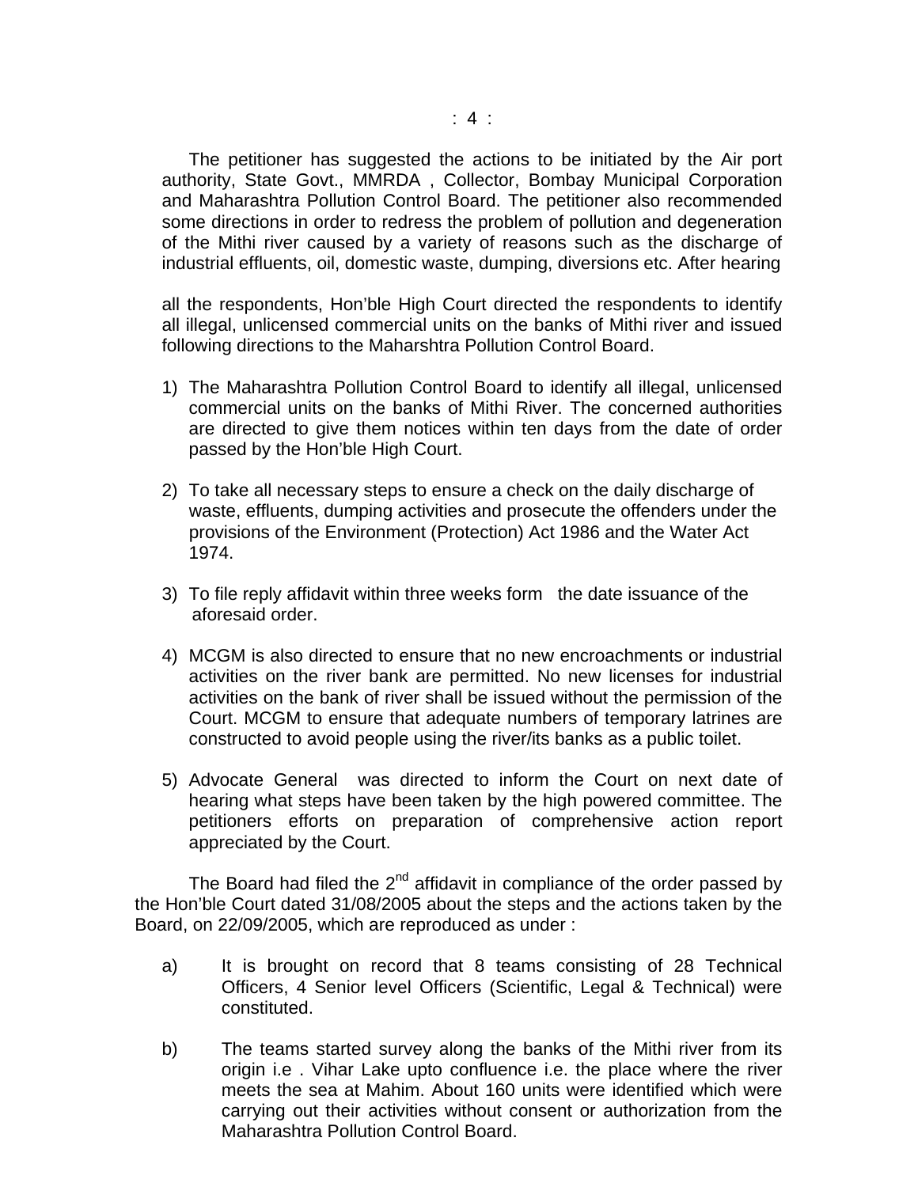The petitioner has suggested the actions to be initiated by the Air port authority, State Govt., MMRDA , Collector, Bombay Municipal Corporation and Maharashtra Pollution Control Board. The petitioner also recommended some directions in order to redress the problem of pollution and degeneration of the Mithi river caused by a variety of reasons such as the discharge of industrial effluents, oil, domestic waste, dumping, diversions etc. After hearing

all the respondents, Hon'ble High Court directed the respondents to identify all illegal, unlicensed commercial units on the banks of Mithi river and issued following directions to the Maharshtra Pollution Control Board.

1) The Maharashtra Pollution Control Board to identify all illegal, unlicensed commercial units on the banks of Mithi River. The concerned authorities are directed to give them notices within ten days from the date of order passed by the Hon'ble High Court.

2) To take all necessary steps to ensure a check on the daily discharge of waste, effluents, dumping activities and prosecute the offenders under the provisions of the Environment (Protection) Act 1986 and the Water Act 1974.

3) To file reply affidavit within three weeks form the date issuance of the aforesaid order.

4) MCGM is also directed to ensure that no new encroachments or industrial activities on the river bank are permitted. No new licenses for industrial activities on the bank of river shall be issued without the permission of the Court. MCGM to ensure that adequate numbers of temporary latrines are constructed to avoid people using the river/its banks as a public toilet.

5) Advocate General was directed to inform the Court on next date of hearing what steps have been taken by the high powered committee. The petitioners efforts on preparation of comprehensive action report appreciated by the Court.

The Board had filed the 2nd affidavit in compliance of the order passed by the Hon'ble Court dated 31/08/2005 about the steps and the actions taken by the Board, on 22/09/2005, which are reproduced as under :

a) It is brought on record that 8 teams consisting of 28 Technical Officers, 4 Senior level Officers (Scientific, Legal & Technical) were constituted.

b) The teams started survey along the banks of the Mithi river from its origin i.e . Vihar Lake upto confluence i.e. the place where the river meets the sea at Mahim. About 160 units were identified which were carrying out their activities without consent or authorization from the Maharashtra Pollution Control Board.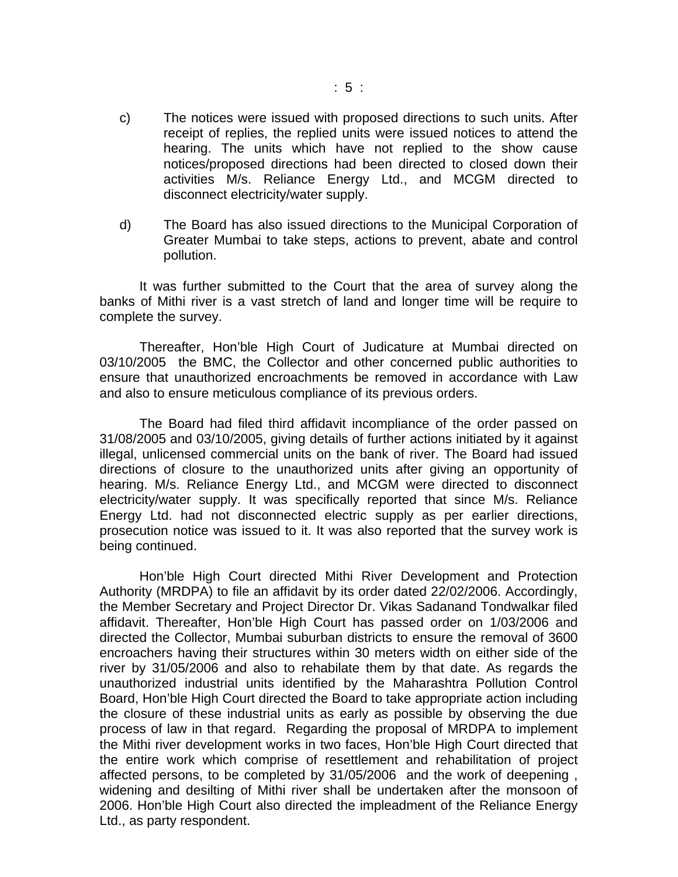c) The notices were issued with proposed directions to such units. After receipt of replies, the replied units were issued notices to attend the hearing. The units which have not replied to the show cause notices/proposed directions had been directed to closed down their activities M/s. Reliance Energy Ltd., and MCGM directed to disconnect electricity/water supply.

d) The Board has also issued directions to the Municipal Corporation of Greater Mumbai to take steps, actions to prevent, abate and control pollution.

It was further submitted to the Court that the area of survey along the banks of Mithi river is a vast stretch of land and longer time will be require to complete the survey.

Thereafter, Hon'ble High Court of Judicature at Mumbai directed on 03/10/2005 the BMC, the Collector and other concerned public authorities to ensure that unauthorized encroachments be removed in accordance with Law and also to ensure meticulous compliance of its previous orders.

The Board had filed third affidavit incompliance of the order passed on 31/08/2005 and 03/10/2005, giving details of further actions initiated by it against illegal, unlicensed commercial units on the bank of river. The Board had issued directions of closure to the unauthorized units after giving an opportunity of hearing. M/s. Reliance Energy Ltd., and MCGM were directed to disconnect electricity/water supply. It was specifically reported that since M/s. Reliance Energy Ltd. had not disconnected electric supply as per earlier directions, prosecution notice was issued to it. It was also reported that the survey work is being continued.

Hon'ble High Court directed Mithi River Development and Protection Authority (MRDPA) to file an affidavit by its order dated 22/02/2006. Accordingly, the Member Secretary and Project Director Dr. Vikas Sadanand Tondwalkar filed affidavit. Thereafter, Hon'ble High Court has passed order on 1/03/2006 and directed the Collector, Mumbai suburban districts to ensure the removal of 3600 encroachers having their structures within 30 meters width on either side of the river by 31/05/2006 and also to rehabilate them by that date. As regards the unauthorized industrial units identified by the Maharashtra Pollution Control Board, Hon'ble High Court directed the Board to take appropriate action including the closure of these industrial units as early as possible by observing the due process of law in that regard. Regarding the proposal of MRDPA to implement the Mithi river development works in two faces, Hon'ble High Court directed that the entire work which comprise of resettlement and rehabilitation of project affected persons, to be completed by 31/05/2006 and the work of deepening , widening and desilting of Mithi river shall be undertaken after the monsoon of 2006. Hon'ble High Court also directed the impleadment of the Reliance Energy Ltd., as party respondent.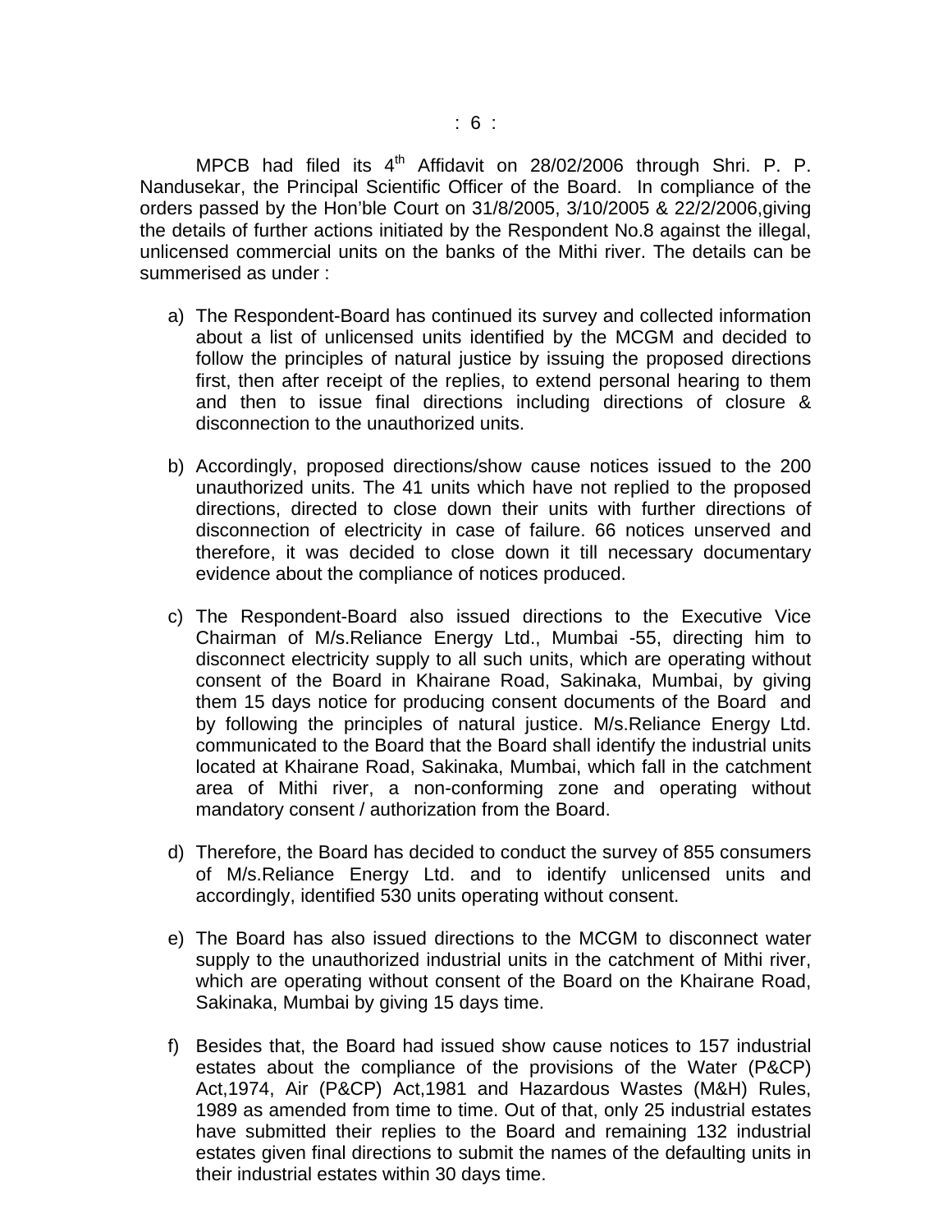MPCB had filed its 4th Affidavit on 28/02/2006 through Shri. P. P. Nandusekar, the Principal Scientific Officer of the Board. In compliance of the orders passed by the Hon'ble Court on 31/8/2005, 3/10/2005 & 22/2/2006,giving the details of further actions initiated by the Respondent No.8 against the illegal, unlicensed commercial units on the banks of the Mithi river. The details can be summerised as under :

a) The Respondent-Board has continued its survey and collected information about a list of unlicensed units identified by the MCGM and decided to follow the principles of natural justice by issuing the proposed directions first, then after receipt of the replies, to extend personal hearing to them and then to issue final directions including directions of closure & disconnection to the unauthorized units.

b) Accordingly, proposed directions/show cause notices issued to the 200 unauthorized units. The 41 units which have not replied to the proposed directions, directed to close down their units with further directions of disconnection of electricity in case of failure. 66 notices unserved and therefore, it was decided to close down it till necessary documentary evidence about the compliance of notices produced.

c) The Respondent-Board also issued directions to the Executive Vice Chairman of M/s.Reliance Energy Ltd., Mumbai -55, directing him to disconnect electricity supply to all such units, which are operating without consent of the Board in Khairane Road, Sakinaka, Mumbai, by giving them 15 days notice for producing consent documents of the Board and by following the principles of natural justice. M/s.Reliance Energy Ltd. communicated to the Board that the Board shall identify the industrial units located at Khairane Road, Sakinaka, Mumbai, which fall in the catchment area of Mithi river, a non-conforming zone and operating without mandatory consent / authorization from the Board.

d) Therefore, the Board has decided to conduct the survey of 855 consumers of M/s.Reliance Energy Ltd. and to identify unlicensed units and accordingly, identified 530 units operating without consent.

e) The Board has also issued directions to the MCGM to disconnect water supply to the unauthorized industrial units in the catchment of Mithi river, which are operating without consent of the Board on the Khairane Road, Sakinaka, Mumbai by giving 15 days time.

f) Besides that, the Board had issued show cause notices to 157 industrial estates about the compliance of the provisions of the Water (P&CP) Act,1974, Air (P&CP) Act,1981 and Hazardous Wastes (M&H) Rules, 1989 as amended from time to time. Out of that, only 25 industrial estates have submitted their replies to the Board and remaining 132 industrial estates given final directions to submit the names of the defaulting units in their industrial estates within 30 days time.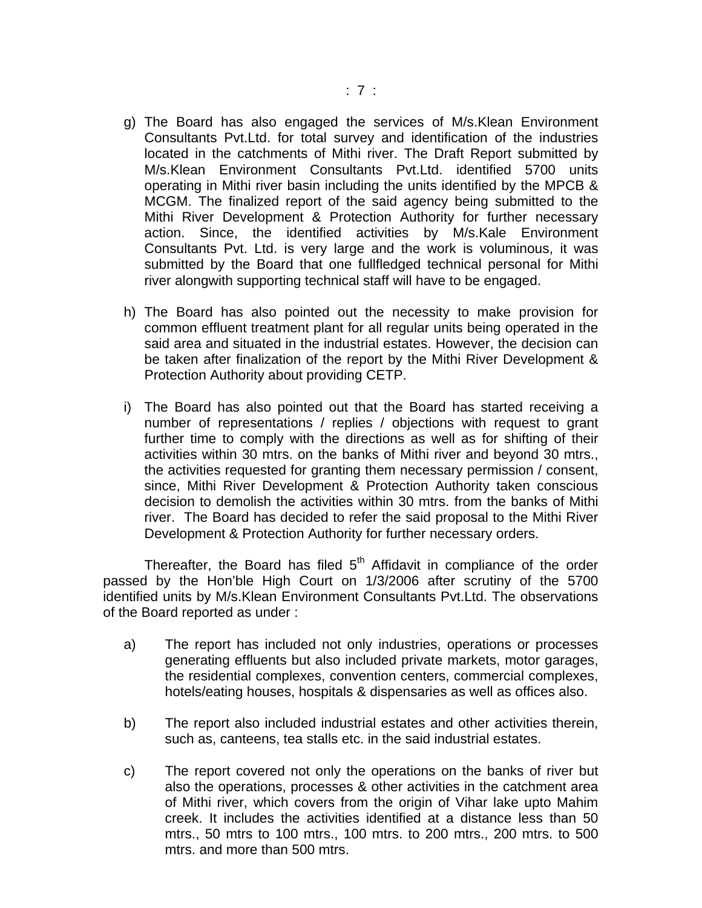g) The Board has also engaged the services of M/s.Klean Environment Consultants Pvt.Ltd. for total survey and identification of the industries located in the catchments of Mithi river. The Draft Report submitted by M/s.Klean Environment Consultants Pvt.Ltd. identified 5700 units operating in Mithi river basin including the units identified by the MPCB & MCGM. The finalized report of the said agency being submitted to the Mithi River Development & Protection Authority for further necessary action. Since, the identified activities by M/s.Kale Environment Consultants Pvt. Ltd. is very large and the work is voluminous, it was submitted by the Board that one fullfledged technical personal for Mithi river alongwith supporting technical staff will have to be engaged.

h) The Board has also pointed out the necessity to make provision for common effluent treatment plant for all regular units being operated in the said area and situated in the industrial estates. However, the decision can be taken after finalization of the report by the Mithi River Development & Protection Authority about providing CETP.

i) The Board has also pointed out that the Board has started receiving a number of representations / replies / objections with request to grant further time to comply with the directions as well as for shifting of their activities within 30 mtrs. on the banks of Mithi river and beyond 30 mtrs., the activities requested for granting them necessary permission / consent, since, Mithi River Development & Protection Authority taken conscious decision to demolish the activities within 30 mtrs. from the banks of Mithi river. The Board has decided to refer the said proposal to the Mithi River Development & Protection Authority for further necessary orders.

Thereafter, the Board has filed 5th Affidavit in compliance of the order passed by the Hon'ble High Court on 1/3/2006 after scrutiny of the 5700 identified units by M/s.Klean Environment Consultants Pvt.Ltd. The observations of the Board reported as under :

a) The report has included not only industries, operations or processes generating effluents but also included private markets, motor garages, the residential complexes, convention centers, commercial complexes, hotels/eating houses, hospitals & dispensaries as well as offices also.

b) The report also included industrial estates and other activities therein, such as, canteens, tea stalls etc. in the said industrial estates.

c) The report covered not only the operations on the banks of river but also the operations, processes & other activities in the catchment area of Mithi river, which covers from the origin of Vihar lake upto Mahim creek. It includes the activities identified at a distance less than 50 mtrs., 50 mtrs to 100 mtrs., 100 mtrs. to 200 mtrs., 200 mtrs. to 500 mtrs. and more than 500 mtrs.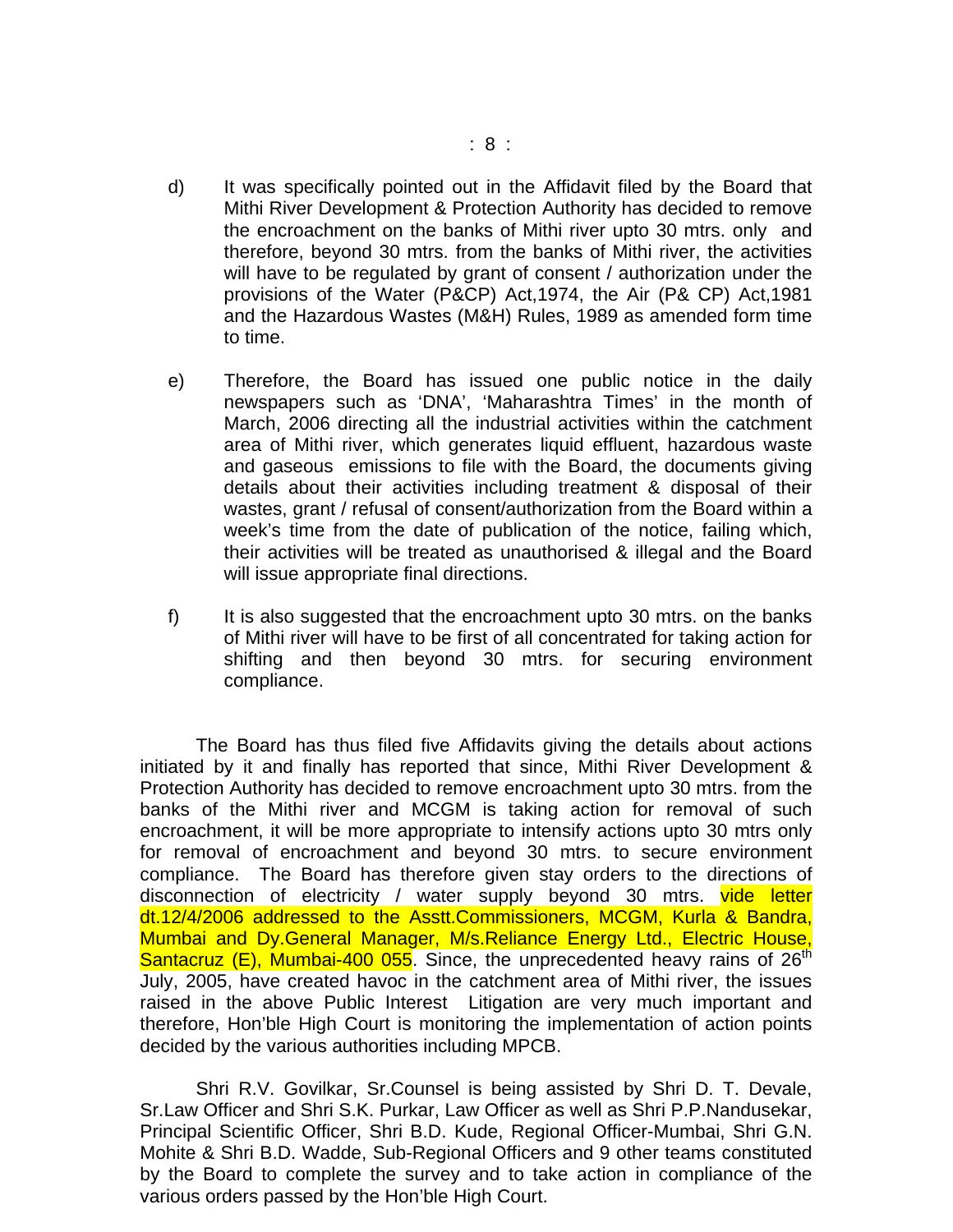d) It was specifically pointed out in the Affidavit filed by the Board that Mithi River Development & Protection Authority has decided to remove the encroachment on the banks of Mithi river upto 30 mtrs. only and therefore, beyond 30 mtrs. from the banks of Mithi river, the activities will have to be regulated by grant of consent / authorization under the provisions of the Water (P&CP) Act,1974, the Air (P& CP) Act,1981 and the Hazardous Wastes (M&H) Rules, 1989 as amended form time to time.

e) Therefore, the Board has issued one public notice in the daily newspapers such as 'DNA', 'Maharashtra Times' in the month of March, 2006 directing all the industrial activities within the catchment area of Mithi river, which generates liquid effluent, hazardous waste and gaseous emissions to file with the Board, the documents giving details about their activities including treatment & disposal of their wastes, grant / refusal of consent/authorization from the Board within a week's time from the date of publication of the notice, failing which, their activities will be treated as unauthorised & illegal and the Board will issue appropriate final directions.

f) It is also suggested that the encroachment upto 30 mtrs. on the banks of Mithi river will have to be first of all concentrated for taking action for shifting and then beyond 30 mtrs. for securing environment compliance.

The Board has thus filed five Affidavits giving the details about actions initiated by it and finally has reported that since, Mithi River Development & Protection Authority has decided to remove encroachment upto 30 mtrs. from the banks of the Mithi river and MCGM is taking action for removal of such encroachment, it will be more appropriate to intensify actions upto 30 mtrs only for removal of encroachment and beyond 30 mtrs. to secure environment compliance. The Board has therefore given stay orders to the directions of disconnection of electricity / water supply beyond 30 mtrs. vide letter dt.12/4/2006 addressed to the Asstt.Commissioners, MCGM, Kurla & Bandra, Mumbai and Dy.General Manager, M/s.Reliance Energy Ltd., Electric House, Santacruz (E), Mumbai-400 055. Since, the unprecedented heavy rains of 26th July, 2005, have created havoc in the catchment area of Mithi river, the issues raised in the above Public Interest Litigation are very much important and therefore, Hon'ble High Court is monitoring the implementation of action points decided by the various authorities including MPCB.

Shri R.V. Govilkar, Sr.Counsel is being assisted by Shri D. T. Devale, Sr.Law Officer and Shri S.K. Purkar, Law Officer as well as Shri P.P.Nandusekar, Principal Scientific Officer, Shri B.D. Kude, Regional Officer-Mumbai, Shri G.N. Mohite & Shri B.D. Wadde, Sub-Regional Officers and 9 other teams constituted by the Board to complete the survey and to take action in compliance of the various orders passed by the Hon'ble High Court.